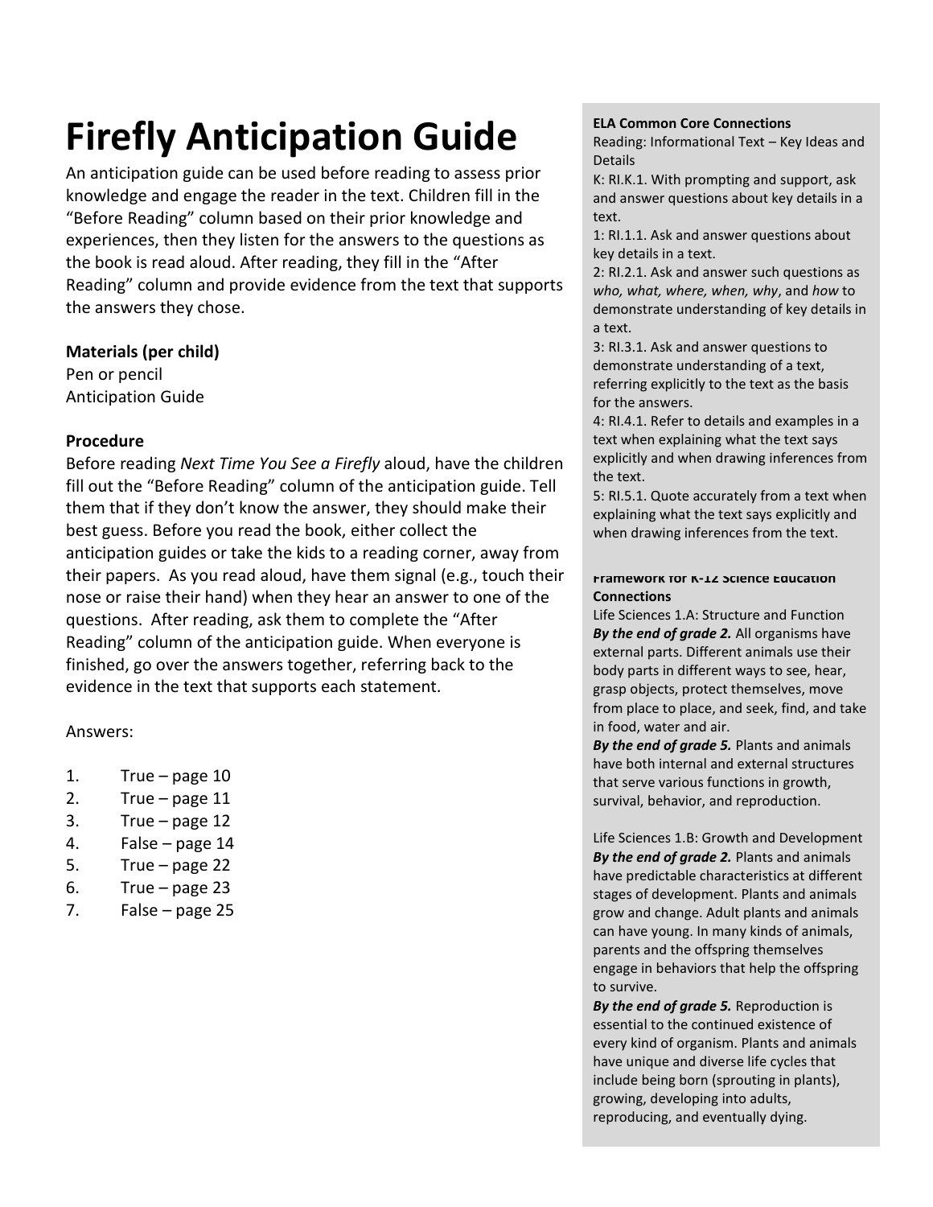# Firefly Anticipation Guide

An anticipation guide can be used before reading to assess prior knowledge and engage the reader in the text. Children fill in the "Before Reading" column based on their prior knowledge and experiences, then they listen for the answers to the questions as the book is read aloud. After reading, they fill in the "After Reading" column and provide evidence from the text that supports the answers they chose.

**Materials (per child)**

Pen or pencil
Anticipation Guide

**Procedure**

Before reading *Next Time You See a Firefly* aloud, have the children fill out the "Before Reading" column of the anticipation guide. Tell them that if they don't know the answer, they should make their best guess. Before you read the book, either collect the anticipation guides or take the kids to a reading corner, away from their papers. As you read aloud, have them signal (e.g., touch their nose or raise their hand) when they hear an answer to one of the questions. After reading, ask them to complete the "After Reading" column of the anticipation guide. When everyone is finished, go over the answers together, referring back to the evidence in the text that supports each statement.

Answers:

1. True – page 10
2. True – page 11
3. True – page 12
4. False – page 14
5. True – page 22
6. True – page 23
7. False – page 25

**ELA Common Core Connections**

Reading: Informational Text – Key Ideas and Details

K: RI.K.1. With prompting and support, ask and answer questions about key details in a text.

1: RI.1.1. Ask and answer questions about key details in a text.

2: RI.2.1. Ask and answer such questions as *who, what, where, when, why*, and *how* to demonstrate understanding of key details in a text.

3: RI.3.1. Ask and answer questions to demonstrate understanding of a text, referring explicitly to the text as the basis for the answers.

4: RI.4.1. Refer to details and examples in a text when explaining what the text says explicitly and when drawing inferences from the text.

5: RI.5.1. Quote accurately from a text when explaining what the text says explicitly and when drawing inferences from the text.

**Framework for K-12 Science Education Connections**

Life Sciences 1.A: Structure and Function

***By the end of grade 2.*** All organisms have external parts. Different animals use their body parts in different ways to see, hear, grasp objects, protect themselves, move from place to place, and seek, find, and take in food, water and air.

***By the end of grade 5.*** Plants and animals have both internal and external structures that serve various functions in growth, survival, behavior, and reproduction.

Life Sciences 1.B: Growth and Development

***By the end of grade 2.*** Plants and animals have predictable characteristics at different stages of development. Plants and animals grow and change. Adult plants and animals can have young. In many kinds of animals, parents and the offspring themselves engage in behaviors that help the offspring to survive.

***By the end of grade 5.*** Reproduction is essential to the continued existence of every kind of organism. Plants and animals have unique and diverse life cycles that include being born (sprouting in plants), growing, developing into adults, reproducing, and eventually dying.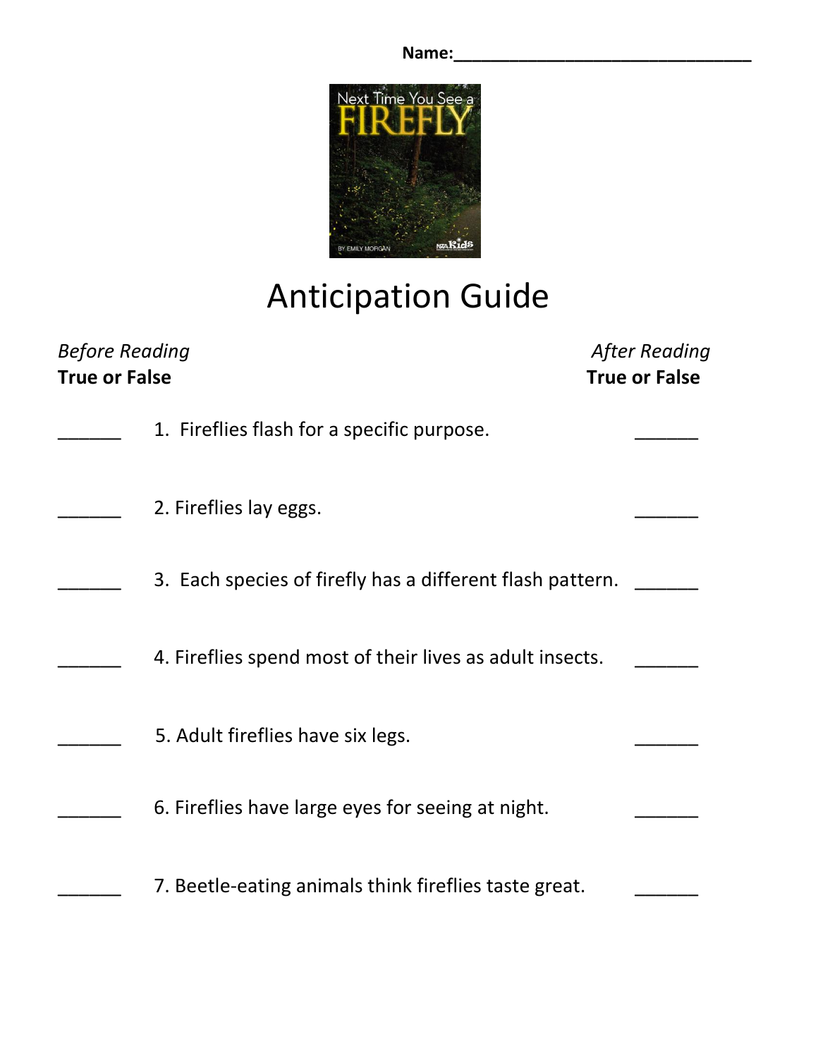Name:_________________________________

# Anticipation Guide

| *Before Reading* **True or False** | | *After Reading* **True or False** |
|---|---|---|
| ______ | 1. Fireflies flash for a specific purpose. | ______ |
| ______ | 2. Fireflies lay eggs. | ______ |
| ______ | 3. Each species of firefly has a different flash pattern. | ______ |
| ______ | 4. Fireflies spend most of their lives as adult insects. | ______ |
| ______ | 5. Adult fireflies have six legs. | ______ |
| ______ | 6. Fireflies have large eyes for seeing at night. | ______ |
| ______ | 7. Beetle-eating animals think fireflies taste great. | ______ |